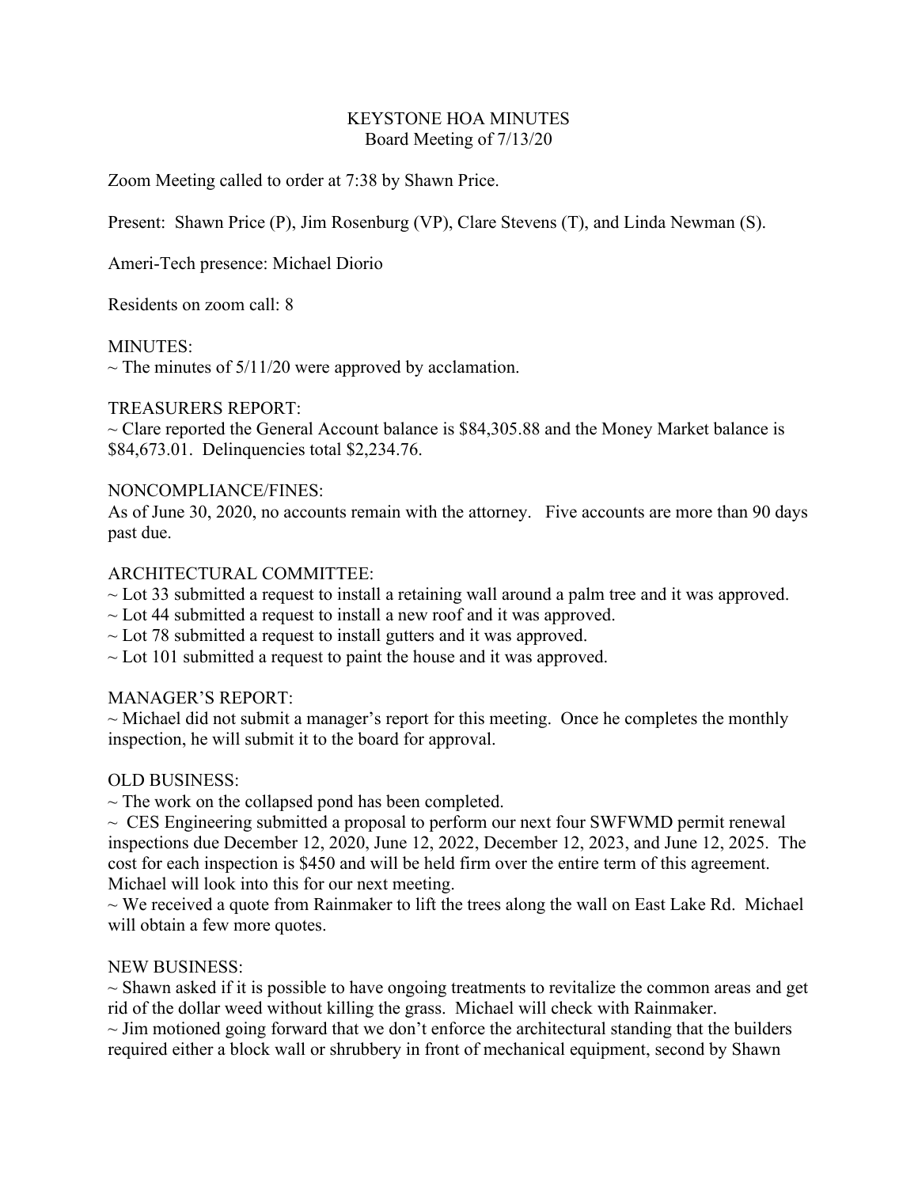# KEYSTONE HOA MINUTES

## Board Meeting of 7/13/20

Zoom Meeting called to order at 7:38 by Shawn Price.

Present: Shawn Price (P), Jim Rosenburg (VP), Clare Stevens (T), and Linda Newman (S).

Ameri-Tech presence: Michael Diorio

Residents on zoom call: 8

MINUTES:

~ The minutes of 5/11/20 were approved by acclamation.

TREASURERS REPORT:

~ Clare reported the General Account balance is $84,305.88 and the Money Market balance is $84,673.01. Delinquencies total $2,234.76.

NONCOMPLIANCE/FINES:

As of June 30, 2020, no accounts remain with the attorney. Five accounts are more than 90 days past due.

ARCHITECTURAL COMMITTEE:

~ Lot 33 submitted a request to install a retaining wall around a palm tree and it was approved.
~ Lot 44 submitted a request to install a new roof and it was approved.
~ Lot 78 submitted a request to install gutters and it was approved.
~ Lot 101 submitted a request to paint the house and it was approved.

MANAGER'S REPORT:

~ Michael did not submit a manager's report for this meeting. Once he completes the monthly inspection, he will submit it to the board for approval.

OLD BUSINESS:

~ The work on the collapsed pond has been completed.
~ CES Engineering submitted a proposal to perform our next four SWFWMD permit renewal inspections due December 12, 2020, June 12, 2022, December 12, 2023, and June 12, 2025. The cost for each inspection is $450 and will be held firm over the entire term of this agreement. Michael will look into this for our next meeting.
~ We received a quote from Rainmaker to lift the trees along the wall on East Lake Rd. Michael will obtain a few more quotes.

NEW BUSINESS:

~ Shawn asked if it is possible to have ongoing treatments to revitalize the common areas and get rid of the dollar weed without killing the grass. Michael will check with Rainmaker.
~ Jim motioned going forward that we don't enforce the architectural standing that the builders required either a block wall or shrubbery in front of mechanical equipment, second by Shawn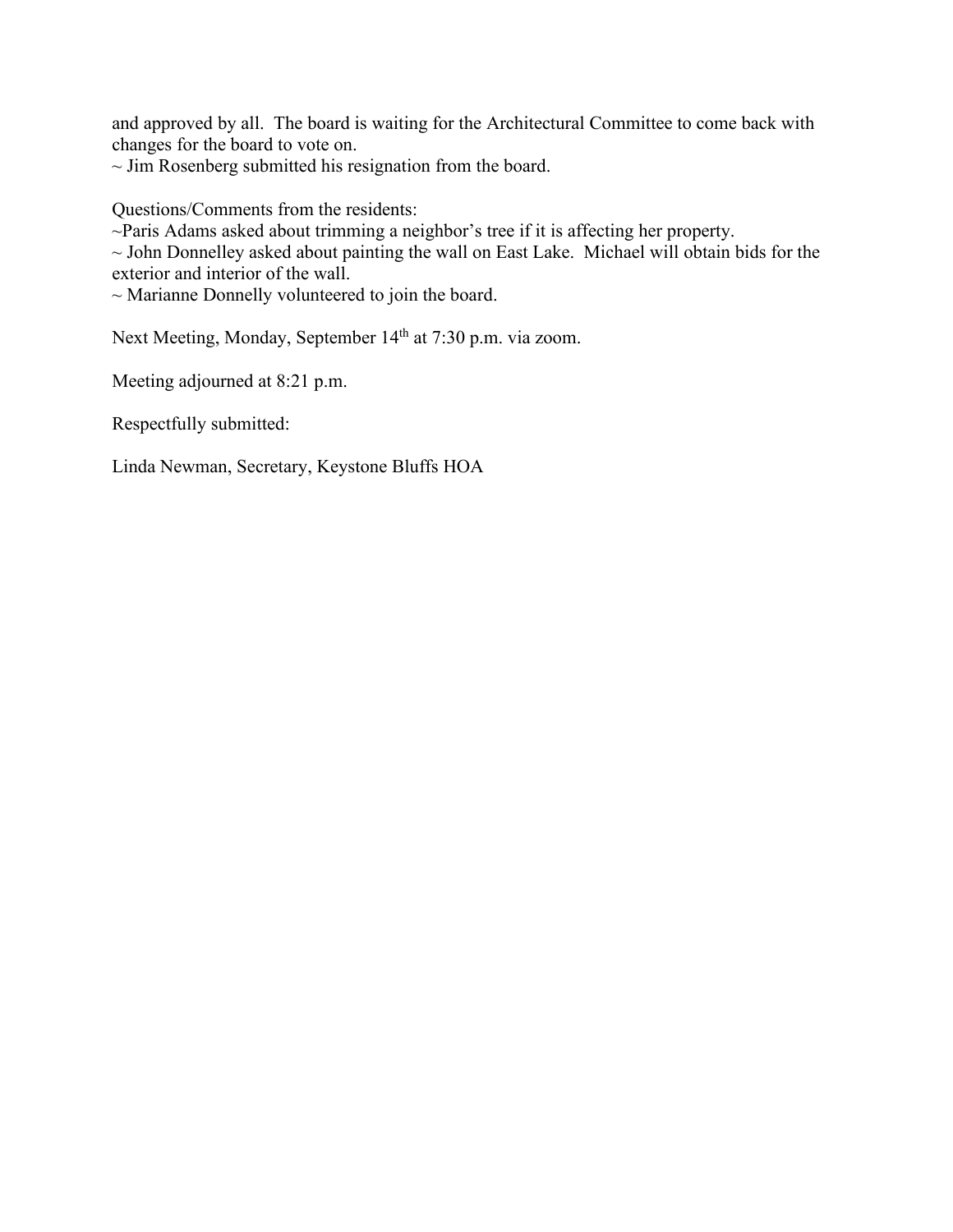and approved by all. The board is waiting for the Architectural Committee to come back with changes for the board to vote on.
~ Jim Rosenberg submitted his resignation from the board.

Questions/Comments from the residents:
~Paris Adams asked about trimming a neighbor's tree if it is affecting her property.
~ John Donnelley asked about painting the wall on East Lake. Michael will obtain bids for the exterior and interior of the wall.
~ Marianne Donnelly volunteered to join the board.

Next Meeting, Monday, September 14th at 7:30 p.m. via zoom.

Meeting adjourned at 8:21 p.m.

Respectfully submitted:

Linda Newman, Secretary, Keystone Bluffs HOA